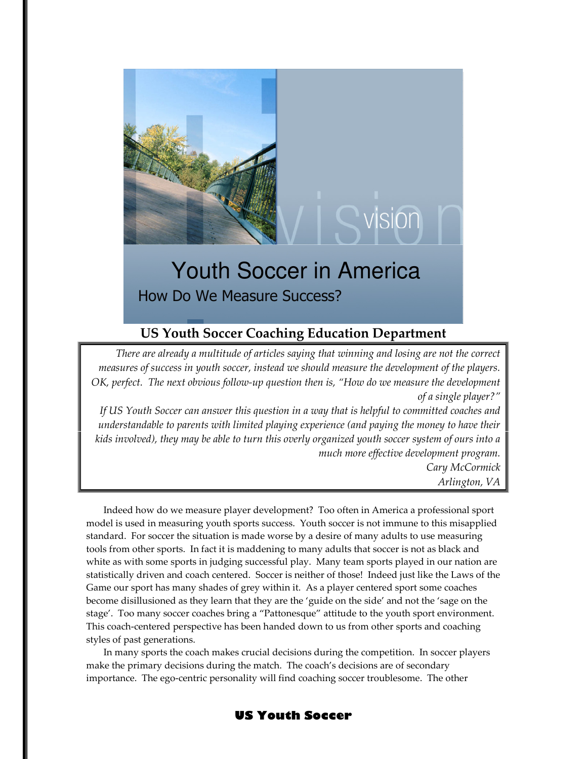vision

# Youth Soccer in America

## How Do We Measure Success?

### US Youth Soccer Coaching Education Department

> *There are already a multitude of articles saying that winning and losing are not the correct measures of success in youth soccer, instead we should measure the development of the players. OK, perfect. The next obvious follow-up question then is, "How do we measure the development of a single player?"*
>
> *If US Youth Soccer can answer this question in a way that is helpful to committed coaches and understandable to parents with limited playing experience (and paying the money to have their kids involved), they may be able to turn this overly organized youth soccer system of ours into a much more effective development program.*
>
> *Cary McCormick*
> *Arlington, VA*

Indeed how do we measure player development? Too often in America a professional sport model is used in measuring youth sports success. Youth soccer is not immune to this misapplied standard. For soccer the situation is made worse by a desire of many adults to use measuring tools from other sports. In fact it is maddening to many adults that soccer is not as black and white as with some sports in judging successful play. Many team sports played in our nation are statistically driven and coach centered. Soccer is neither of those! Indeed just like the Laws of the Game our sport has many shades of grey within it. As a player centered sport some coaches become disillusioned as they learn that they are the 'guide on the side' and not the 'sage on the stage'. Too many soccer coaches bring a "Pattonesque" attitude to the youth sport environment. This coach-centered perspective has been handed down to us from other sports and coaching styles of past generations.

In many sports the coach makes crucial decisions during the competition. In soccer players make the primary decisions during the match. The coach's decisions are of secondary importance. The ego-centric personality will find coaching soccer troublesome. The other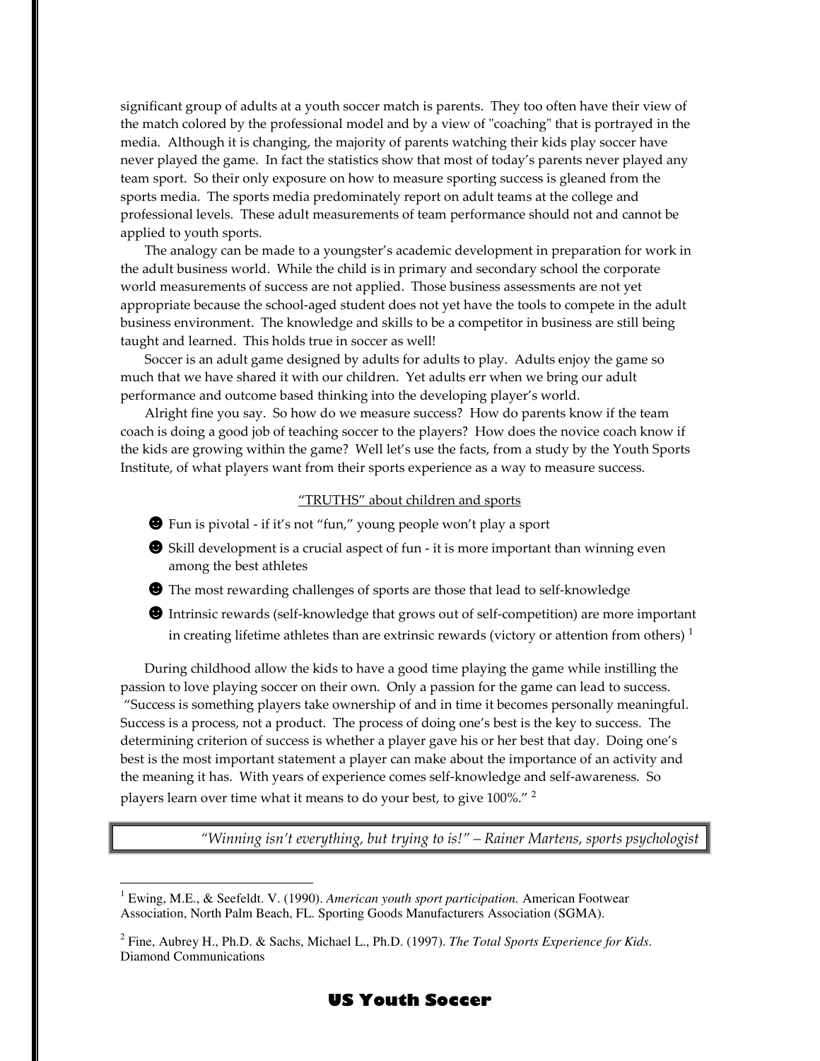significant group of adults at a youth soccer match is parents. They too often have their view of the match colored by the professional model and by a view of "coaching" that is portrayed in the media. Although it is changing, the majority of parents watching their kids play soccer have never played the game. In fact the statistics show that most of today's parents never played any team sport. So their only exposure on how to measure sporting success is gleaned from the sports media. The sports media predominately report on adult teams at the college and professional levels. These adult measurements of team performance should not and cannot be applied to youth sports.

The analogy can be made to a youngster's academic development in preparation for work in the adult business world. While the child is in primary and secondary school the corporate world measurements of success are not applied. Those business assessments are not yet appropriate because the school-aged student does not yet have the tools to compete in the adult business environment. The knowledge and skills to be a competitor in business are still being taught and learned. This holds true in soccer as well!

Soccer is an adult game designed by adults for adults to play. Adults enjoy the game so much that we have shared it with our children. Yet adults err when we bring our adult performance and outcome based thinking into the developing player's world.

Alright fine you say. So how do we measure success? How do parents know if the team coach is doing a good job of teaching soccer to the players? How does the novice coach know if the kids are growing within the game? Well let's use the facts, from a study by the Youth Sports Institute, of what players want from their sports experience as a way to measure success.

"TRUTHS" about children and sports

- ☻ Fun is pivotal - if it's not "fun," young people won't play a sport
- ☻ Skill development is a crucial aspect of fun - it is more important than winning even among the best athletes
- ☻ The most rewarding challenges of sports are those that lead to self-knowledge
- ☻ Intrinsic rewards (self-knowledge that grows out of self-competition) are more important in creating lifetime athletes than are extrinsic rewards (victory or attention from others) [1]

During childhood allow the kids to have a good time playing the game while instilling the passion to love playing soccer on their own. Only a passion for the game can lead to success. "Success is something players take ownership of and in time it becomes personally meaningful. Success is a process, not a product. The process of doing one's best is the key to success. The determining criterion of success is whether a player gave his or her best that day. Doing one's best is the most important statement a player can make about the importance of an activity and the meaning it has. With years of experience comes self-knowledge and self-awareness. So players learn over time what it means to do your best, to give 100%." [2]

> *"Winning isn't everything, but trying to is!" – Rainer Martens, sports psychologist*

---

[1] Ewing, M.E., & Seefeldt. V. (1990). *American youth sport participation.* American Footwear Association, North Palm Beach, FL. Sporting Goods Manufacturers Association (SGMA).

[2] Fine, Aubrey H., Ph.D. & Sachs, Michael L., Ph.D. (1997). *The Total Sports Experience for Kids.* Diamond Communications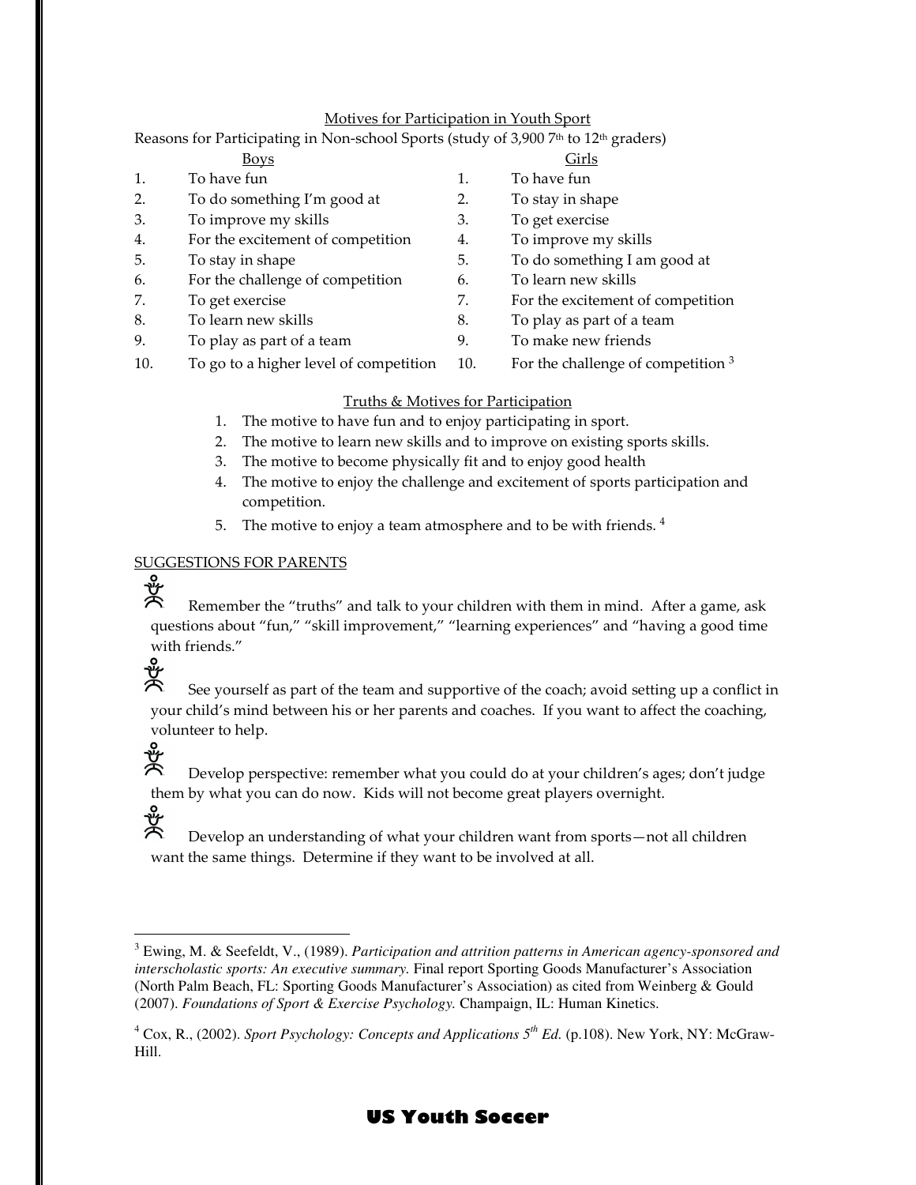## Motives for Participation in Youth Sport

Reasons for Participating in Non-school Sports (study of 3,900 7th to 12th graders)

| | Boys | | Girls |
|---|---|---|---|
| 1. | To have fun | 1. | To have fun |
| 2. | To do something I'm good at | 2. | To stay in shape |
| 3. | To improve my skills | 3. | To get exercise |
| 4. | For the excitement of competition | 4. | To improve my skills |
| 5. | To stay in shape | 5. | To do something I am good at |
| 6. | For the challenge of competition | 6. | To learn new skills |
| 7. | To get exercise | 7. | For the excitement of competition |
| 8. | To learn new skills | 8. | To play as part of a team |
| 9. | To play as part of a team | 9. | To make new friends |
| 10. | To go to a higher level of competition | 10. | For the challenge of competition [3] |

## Truths & Motives for Participation

1. The motive to have fun and to enjoy participating in sport.
2. The motive to learn new skills and to improve on existing sports skills.
3. The motive to become physically fit and to enjoy good health
4. The motive to enjoy the challenge and excitement of sports participation and competition.
5. The motive to enjoy a team atmosphere and to be with friends. [4]

## SUGGESTIONS FOR PARENTS

- Remember the "truths" and talk to your children with them in mind. After a game, ask questions about "fun," "skill improvement," "learning experiences" and "having a good time with friends."
- See yourself as part of the team and supportive of the coach; avoid setting up a conflict in your child's mind between his or her parents and coaches. If you want to affect the coaching, volunteer to help.
- Develop perspective: remember what you could do at your children's ages; don't judge them by what you can do now. Kids will not become great players overnight.
- Develop an understanding of what your children want from sports—not all children want the same things. Determine if they want to be involved at all.

---

[3] Ewing, M. & Seefeldt, V., (1989). *Participation and attrition patterns in American agency-sponsored and interscholastic sports: An executive summary.* Final report Sporting Goods Manufacturer's Association (North Palm Beach, FL: Sporting Goods Manufacturer's Association) as cited from Weinberg & Gould (2007). *Foundations of Sport & Exercise Psychology.* Champaign, IL: Human Kinetics.

[4] Cox, R., (2002). *Sport Psychology: Concepts and Applications 5th Ed.* (p.108). New York, NY: McGraw-Hill.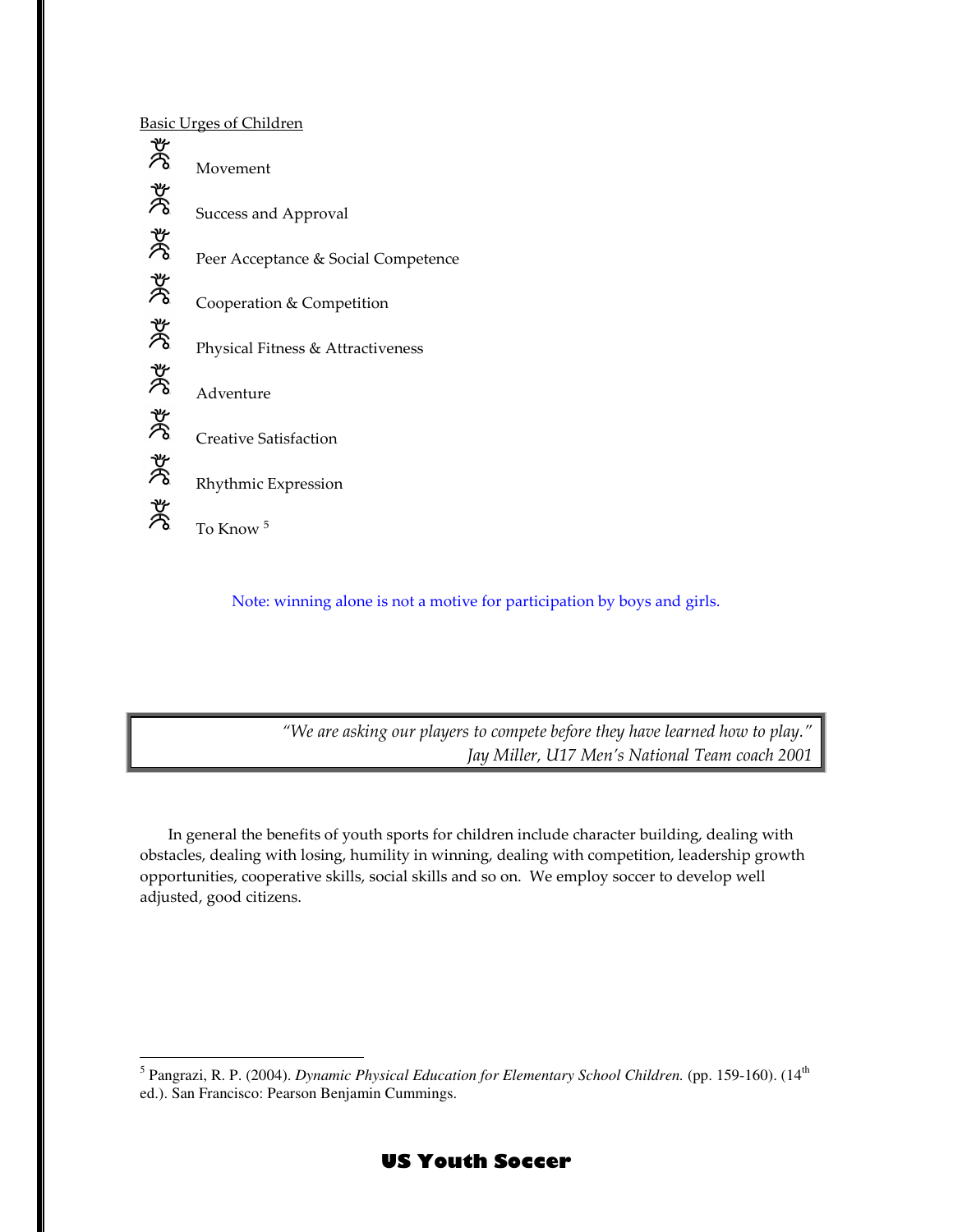Basic Urges of Children

- Movement
- Success and Approval
- Peer Acceptance & Social Competence
- Cooperation & Competition
- Physical Fitness & Attractiveness
- Adventure
- Creative Satisfaction
- Rhythmic Expression
- To Know [5]

Note: winning alone is not a motive for participation by boys and girls.

> *"We are asking our players to compete before they have learned how to play."*
> *Jay Miller, U17 Men's National Team coach 2001*

In general the benefits of youth sports for children include character building, dealing with obstacles, dealing with losing, humility in winning, dealing with competition, leadership growth opportunities, cooperative skills, social skills and so on. We employ soccer to develop well adjusted, good citizens.

---

[5] Pangrazi, R. P. (2004). *Dynamic Physical Education for Elementary School Children.* (pp. 159-160). (14th ed.). San Francisco: Pearson Benjamin Cummings.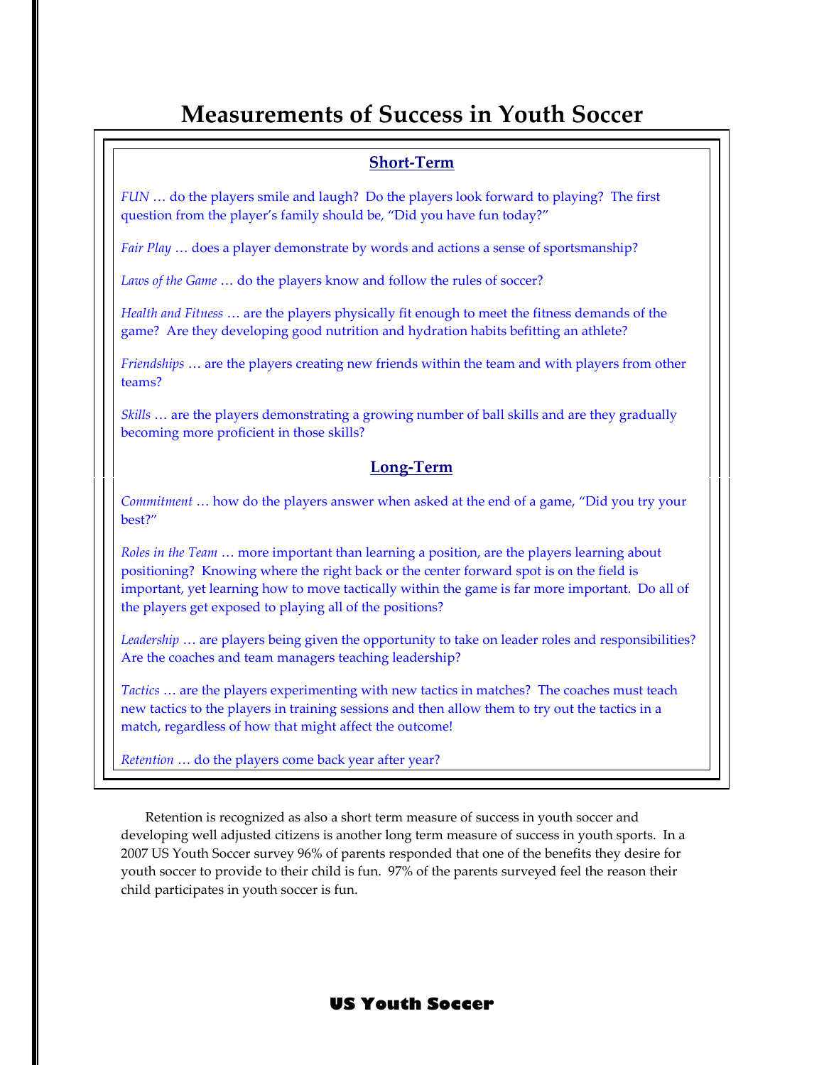# Measurements of Success in Youth Soccer

## Short-Term

*FUN* … do the players smile and laugh? Do the players look forward to playing? The first question from the player's family should be, "Did you have fun today?"

*Fair Play* … does a player demonstrate by words and actions a sense of sportsmanship?

*Laws of the Game* … do the players know and follow the rules of soccer?

*Health and Fitness* … are the players physically fit enough to meet the fitness demands of the game? Are they developing good nutrition and hydration habits befitting an athlete?

*Friendships* … are the players creating new friends within the team and with players from other teams?

*Skills* … are the players demonstrating a growing number of ball skills and are they gradually becoming more proficient in those skills?

## Long-Term

*Commitment* … how do the players answer when asked at the end of a game, "Did you try your best?"

*Roles in the Team* … more important than learning a position, are the players learning about positioning? Knowing where the right back or the center forward spot is on the field is important, yet learning how to move tactically within the game is far more important. Do all of the players get exposed to playing all of the positions?

*Leadership* … are players being given the opportunity to take on leader roles and responsibilities? Are the coaches and team managers teaching leadership?

*Tactics* … are the players experimenting with new tactics in matches? The coaches must teach new tactics to the players in training sessions and then allow them to try out the tactics in a match, regardless of how that might affect the outcome!

*Retention* … do the players come back year after year?

Retention is recognized as also a short term measure of success in youth soccer and developing well adjusted citizens is another long term measure of success in youth sports. In a 2007 US Youth Soccer survey 96% of parents responded that one of the benefits they desire for youth soccer to provide to their child is fun. 97% of the parents surveyed feel the reason their child participates in youth soccer is fun.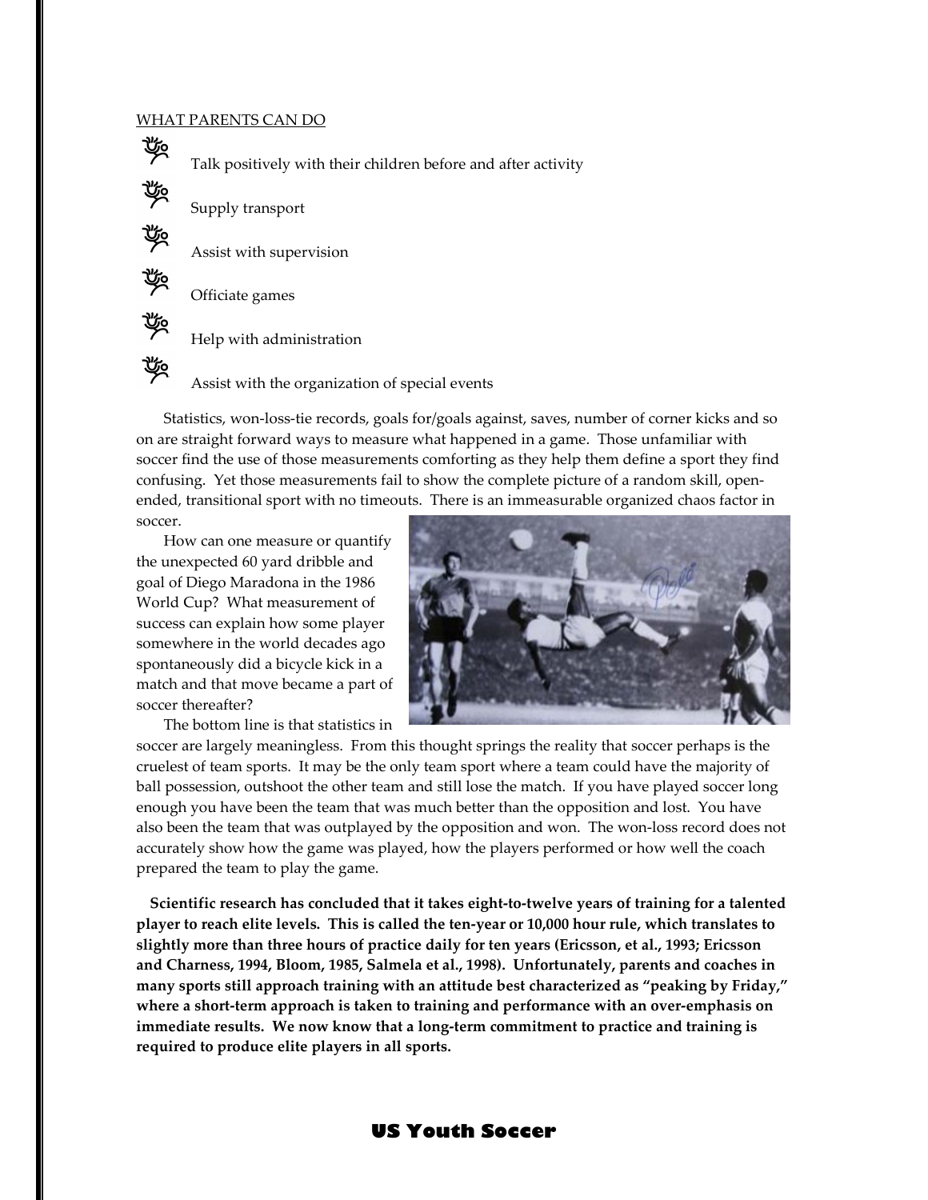WHAT PARENTS CAN DO

- Talk positively with their children before and after activity
- Supply transport
- Assist with supervision
- Officiate games
- Help with administration
- Assist with the organization of special events

Statistics, won-loss-tie records, goals for/goals against, saves, number of corner kicks and so on are straight forward ways to measure what happened in a game. Those unfamiliar with soccer find the use of those measurements comforting as they help them define a sport they find confusing. Yet those measurements fail to show the complete picture of a random skill, open-ended, transitional sport with no timeouts. There is an immeasurable organized chaos factor in soccer.

How can one measure or quantify the unexpected 60 yard dribble and goal of Diego Maradona in the 1986 World Cup? What measurement of success can explain how some player somewhere in the world decades ago spontaneously did a bicycle kick in a match and that move became a part of soccer thereafter?

The bottom line is that statistics in soccer are largely meaningless. From this thought springs the reality that soccer perhaps is the cruelest of team sports. It may be the only team sport where a team could have the majority of ball possession, outshoot the other team and still lose the match. If you have played soccer long enough you have been the team that was much better than the opposition and lost. You have also been the team that was outplayed by the opposition and won. The won-loss record does not accurately show how the game was played, how the players performed or how well the coach prepared the team to play the game.

**Scientific research has concluded that it takes eight-to-twelve years of training for a talented player to reach elite levels. This is called the ten-year or 10,000 hour rule, which translates to slightly more than three hours of practice daily for ten years (Ericsson, et al., 1993; Ericsson and Charness, 1994, Bloom, 1985, Salmela et al., 1998). Unfortunately, parents and coaches in many sports still approach training with an attitude best characterized as "peaking by Friday," where a short-term approach is taken to training and performance with an over-emphasis on immediate results. We now know that a long-term commitment to practice and training is required to produce elite players in all sports.**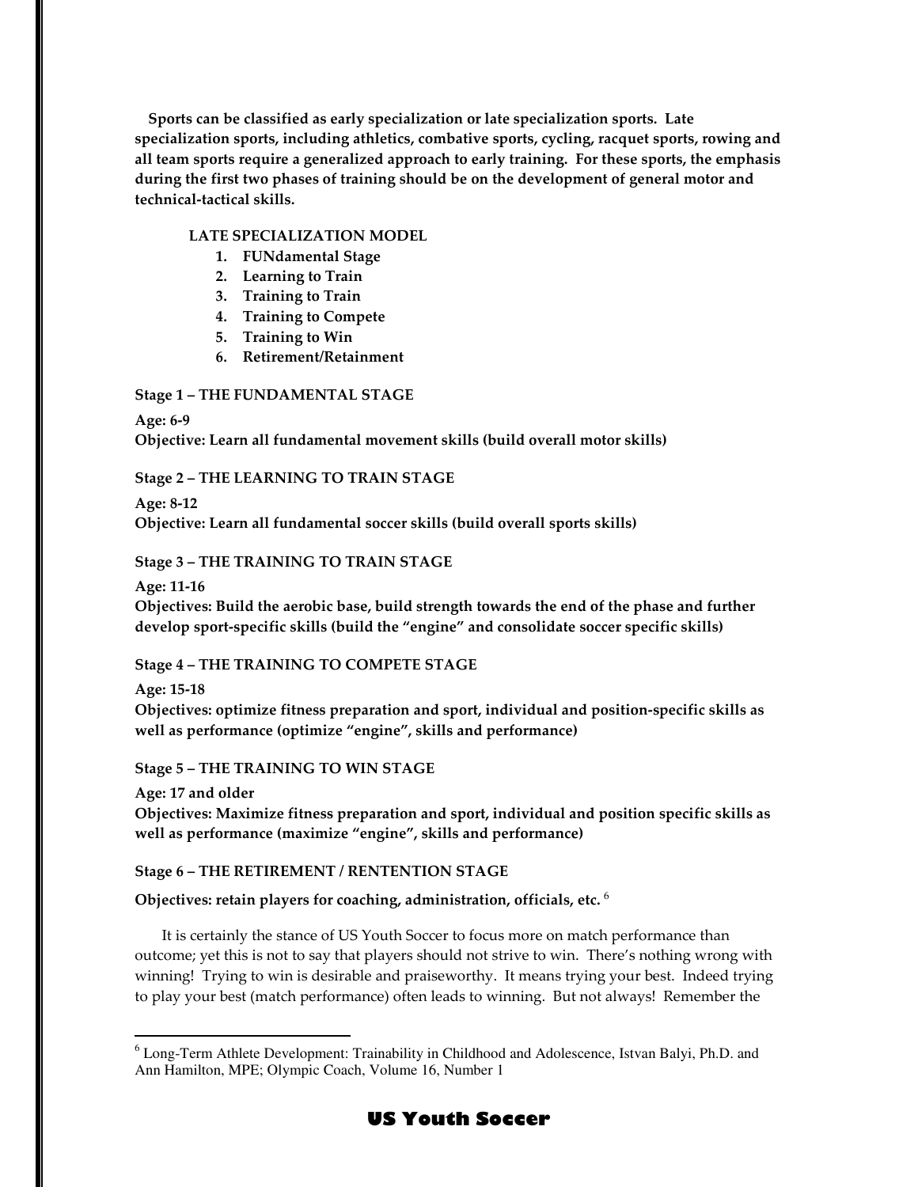**Sports can be classified as early specialization or late specialization sports. Late specialization sports, including athletics, combative sports, cycling, racquet sports, rowing and all team sports require a generalized approach to early training. For these sports, the emphasis during the first two phases of training should be on the development of general motor and technical-tactical skills.**

**LATE SPECIALIZATION MODEL**

1. **FUNdamental Stage**
2. **Learning to Train**
3. **Training to Train**
4. **Training to Compete**
5. **Training to Win**
6. **Retirement/Retainment**

**Stage 1 – THE FUNDAMENTAL STAGE**

**Age: 6-9**
**Objective: Learn all fundamental movement skills (build overall motor skills)**

**Stage 2 – THE LEARNING TO TRAIN STAGE**

**Age: 8-12**
**Objective: Learn all fundamental soccer skills (build overall sports skills)**

**Stage 3 – THE TRAINING TO TRAIN STAGE**

**Age: 11-16**
**Objectives: Build the aerobic base, build strength towards the end of the phase and further develop sport-specific skills (build the "engine" and consolidate soccer specific skills)**

**Stage 4 – THE TRAINING TO COMPETE STAGE**

**Age: 15-18**
**Objectives: optimize fitness preparation and sport, individual and position-specific skills as well as performance (optimize "engine", skills and performance)**

**Stage 5 – THE TRAINING TO WIN STAGE**

**Age: 17 and older**
**Objectives: Maximize fitness preparation and sport, individual and position specific skills as well as performance (maximize "engine", skills and performance)**

**Stage 6 – THE RETIREMENT / RENTENTION STAGE**

**Objectives: retain players for coaching, administration, officials, etc.** [6]

It is certainly the stance of US Youth Soccer to focus more on match performance than outcome; yet this is not to say that players should not strive to win. There's nothing wrong with winning! Trying to win is desirable and praiseworthy. It means trying your best. Indeed trying to play your best (match performance) often leads to winning. But not always! Remember the

[6] Long-Term Athlete Development: Trainability in Childhood and Adolescence, Istvan Balyi, Ph.D. and Ann Hamilton, MPE; Olympic Coach, Volume 16, Number 1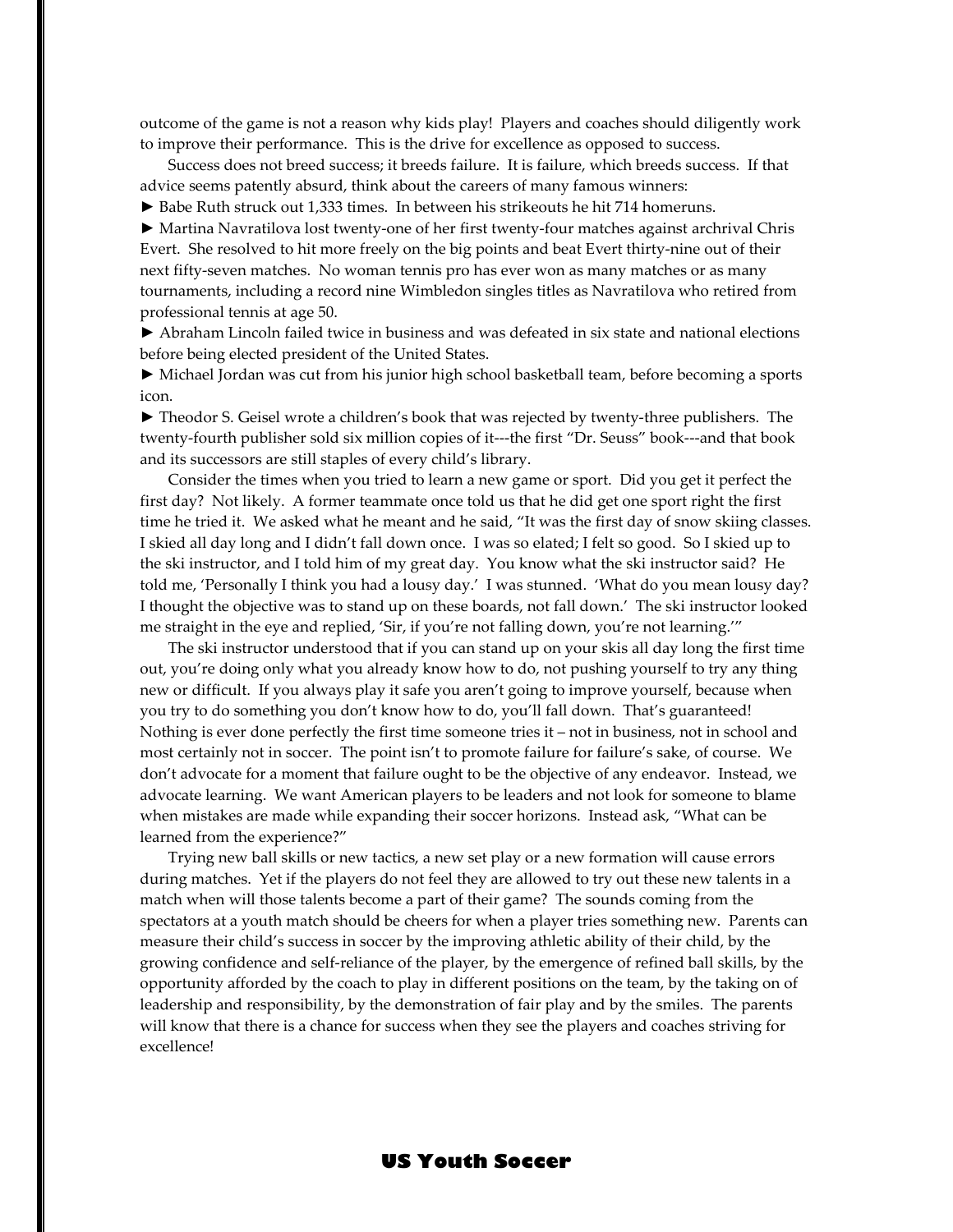outcome of the game is not a reason why kids play! Players and coaches should diligently work to improve their performance. This is the drive for excellence as opposed to success.

Success does not breed success; it breeds failure. It is failure, which breeds success. If that advice seems patently absurd, think about the careers of many famous winners:

► Babe Ruth struck out 1,333 times. In between his strikeouts he hit 714 homeruns.

► Martina Navratilova lost twenty-one of her first twenty-four matches against archrival Chris Evert. She resolved to hit more freely on the big points and beat Evert thirty-nine out of their next fifty-seven matches. No woman tennis pro has ever won as many matches or as many tournaments, including a record nine Wimbledon singles titles as Navratilova who retired from professional tennis at age 50.

► Abraham Lincoln failed twice in business and was defeated in six state and national elections before being elected president of the United States.

► Michael Jordan was cut from his junior high school basketball team, before becoming a sports icon.

► Theodor S. Geisel wrote a children's book that was rejected by twenty-three publishers. The twenty-fourth publisher sold six million copies of it---the first "Dr. Seuss" book---and that book and its successors are still staples of every child's library.

Consider the times when you tried to learn a new game or sport. Did you get it perfect the first day? Not likely. A former teammate once told us that he did get one sport right the first time he tried it. We asked what he meant and he said, "It was the first day of snow skiing classes. I skied all day long and I didn't fall down once. I was so elated; I felt so good. So I skied up to the ski instructor, and I told him of my great day. You know what the ski instructor said? He told me, 'Personally I think you had a lousy day.' I was stunned. 'What do you mean lousy day? I thought the objective was to stand up on these boards, not fall down.' The ski instructor looked me straight in the eye and replied, 'Sir, if you're not falling down, you're not learning.'"

The ski instructor understood that if you can stand up on your skis all day long the first time out, you're doing only what you already know how to do, not pushing yourself to try any thing new or difficult. If you always play it safe you aren't going to improve yourself, because when you try to do something you don't know how to do, you'll fall down. That's guaranteed! Nothing is ever done perfectly the first time someone tries it – not in business, not in school and most certainly not in soccer. The point isn't to promote failure for failure's sake, of course. We don't advocate for a moment that failure ought to be the objective of any endeavor. Instead, we advocate learning. We want American players to be leaders and not look for someone to blame when mistakes are made while expanding their soccer horizons. Instead ask, "What can be learned from the experience?"

Trying new ball skills or new tactics, a new set play or a new formation will cause errors during matches. Yet if the players do not feel they are allowed to try out these new talents in a match when will those talents become a part of their game? The sounds coming from the spectators at a youth match should be cheers for when a player tries something new. Parents can measure their child's success in soccer by the improving athletic ability of their child, by the growing confidence and self-reliance of the player, by the emergence of refined ball skills, by the opportunity afforded by the coach to play in different positions on the team, by the taking on of leadership and responsibility, by the demonstration of fair play and by the smiles. The parents will know that there is a chance for success when they see the players and coaches striving for excellence!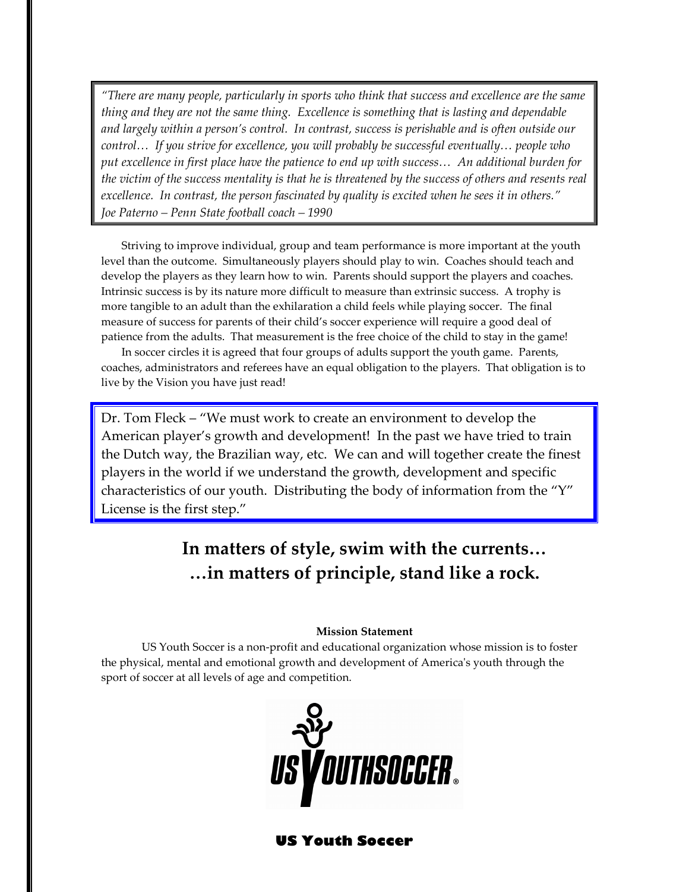*"There are many people, particularly in sports who think that success and excellence are the same thing and they are not the same thing. Excellence is something that is lasting and dependable and largely within a person's control. In contrast, success is perishable and is often outside our control… If you strive for excellence, you will probably be successful eventually… people who put excellence in first place have the patience to end up with success… An additional burden for the victim of the success mentality is that he is threatened by the success of others and resents real excellence. In contrast, the person fascinated by quality is excited when he sees it in others."*
*Joe Paterno – Penn State football coach – 1990*

Striving to improve individual, group and team performance is more important at the youth level than the outcome. Simultaneously players should play to win. Coaches should teach and develop the players as they learn how to win. Parents should support the players and coaches. Intrinsic success is by its nature more difficult to measure than extrinsic success. A trophy is more tangible to an adult than the exhilaration a child feels while playing soccer. The final measure of success for parents of their child's soccer experience will require a good deal of patience from the adults. That measurement is the free choice of the child to stay in the game!

In soccer circles it is agreed that four groups of adults support the youth game. Parents, coaches, administrators and referees have an equal obligation to the players. That obligation is to live by the Vision you have just read!

Dr. Tom Fleck – "We must work to create an environment to develop the American player's growth and development! In the past we have tried to train the Dutch way, the Brazilian way, etc. We can and will together create the finest players in the world if we understand the growth, development and specific characteristics of our youth. Distributing the body of information from the "Y" License is the first step."

**In matters of style, swim with the currents…**
**…in matters of principle, stand like a rock.**

**Mission Statement**

US Youth Soccer is a non-profit and educational organization whose mission is to foster the physical, mental and emotional growth and development of America's youth through the sport of soccer at all levels of age and competition.

US YOUTH SOCCER®

**US Youth Soccer**